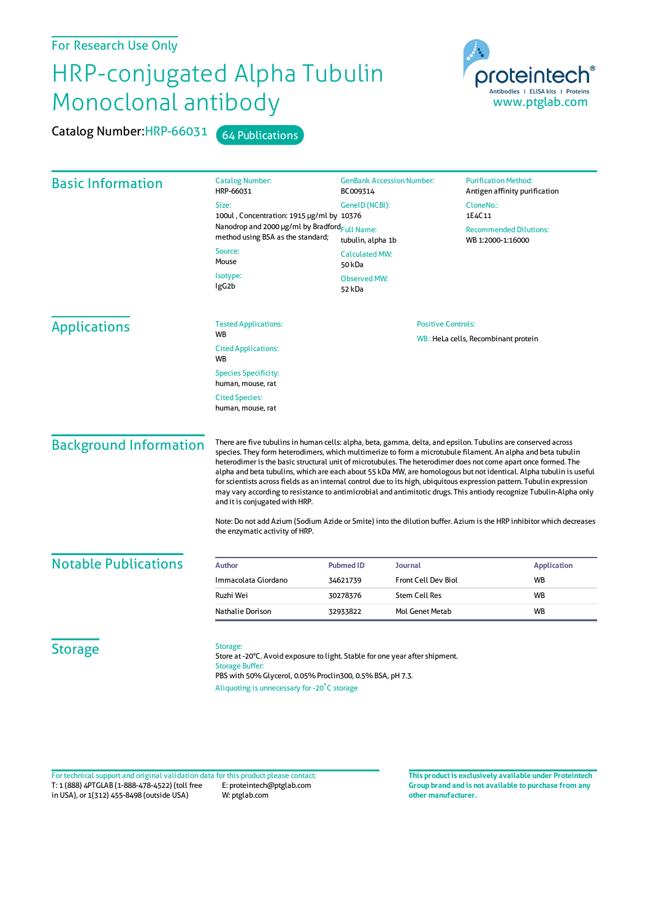For Research Use Only

# HRP-conjugated Alpha Tubulin Monoclonal antibody

Catalog Number: HRP-66031 | 64 Publications

proteintech®
Antibodies | ELISA kits | Proteins
www.ptglab.com

## Basic Information

**Catalog Number:**
HRP-66031

**Size:**
100ul , Concentration: 1915 μg/ml by Nanodrop and 2000 μg/ml by Bradford method using BSA as the standard;

**Source:**
Mouse

**Isotype:**
IgG2b

**GenBank Accession Number:**
BC009314

**GeneID (NCBI):**
10376

**Full Name:**
tubulin, alpha 1b

**Calculated MW:**
50 kDa

**Observed MW:**
52 kDa

**Purification Method:**
Antigen affinity purification

**CloneNo.:**
1E4C11

**Recommended Dilutions:**
WB 1:2000-1:16000

## Applications

**Tested Applications:**
WB

**Cited Applications:**
WB

**Species Specificity:**
human, mouse, rat

**Cited Species:**
human, mouse, rat

**Positive Controls:**

WB : HeLa cells, Recombinant protein

## Background Information

There are five tubulins in human cells: alpha, beta, gamma, delta, and epsilon. Tubulins are conserved across species. They form heterodimers, which multimerize to form a microtubule filament. An alpha and beta tubulin heterodimer is the basic structural unit of microtubules. The heterodimer does not come apart once formed. The alpha and beta tubulins, which are each about 55 kDa MW, are homologous but not identical. Alpha tubulin is useful for scientists across fields as an internal control due to its high, ubiquitous expression pattern. Tubulin expression may vary according to resistance to antimicrobial and antimitotic drugs. This antiody recognize Tubulin-Alpha only and it is conjugated with HRP.

Note: Do not add Azium (Sodium Azide or Smite) into the dilution buffer. Azium is the HRP inhibitor which decreases the enzymatic activity of HRP.

## Notable Publications

| Author | Pubmed ID | Journal | Application |
|---|---|---|---|
| Immacolata Giordano | 34621739 | Front Cell Dev Biol | WB |
| Ruzhi Wei | 30278376 | Stem Cell Res | WB |
| Nathalie Dorison | 32933822 | Mol Genet Metab | WB |

## Storage

**Storage:**
Store at -20°C. Avoid exposure to light. Stable for one year after shipment.

**Storage Buffer:**
PBS with 50% Glycerol, 0.05% Proclin300, 0.5% BSA, pH 7.3.

Aliquoting is unnecessary for -20°C storage

For technical support and original validation data for this product please contact:
T: 1 (888) 4PTGLAB (1-888-478-4522) (toll free in USA), or 1(312) 455-8498 (outside USA)
E: proteintech@ptglab.com
W: ptglab.com

**This product is exclusively available under Proteintech Group brand and is not available to purchase from any other manufacturer.**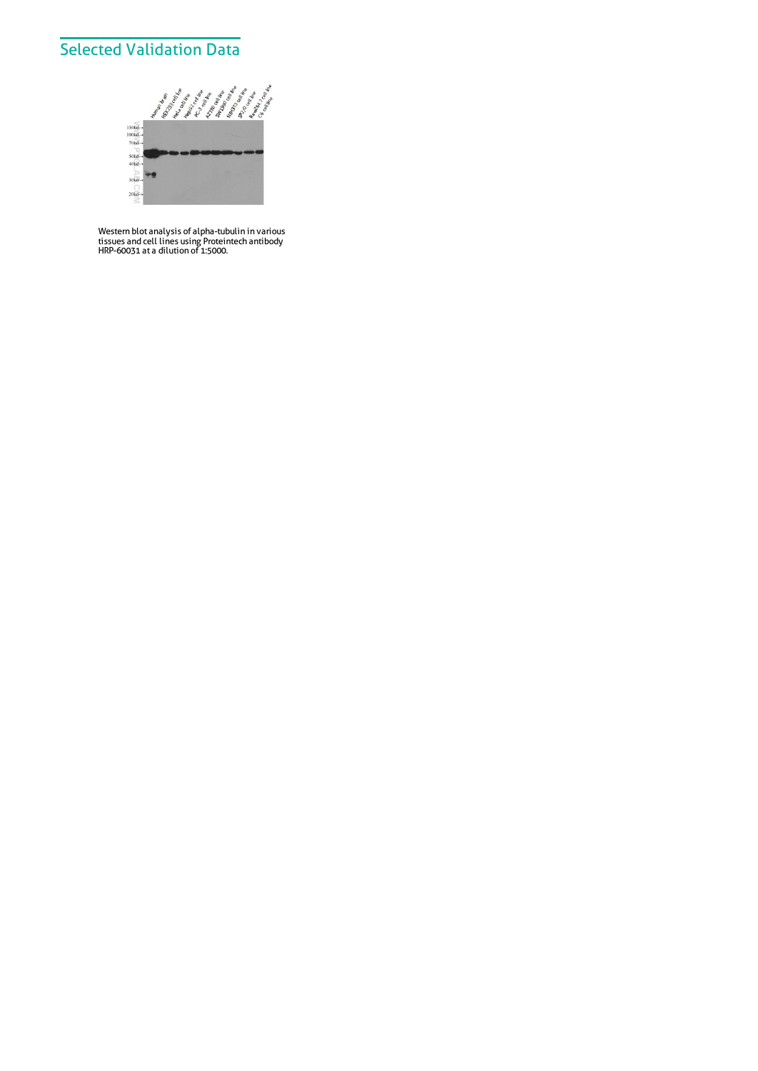## Selected Validation Data

Human brain
HEK-293 cell line
HeLa cell line
HepG2 cell line
PC-3 cell line
A2780 cell line
SH-SY5Y cell line
NIH/3T3 cell line
SP2/0 cell line
Raw264.7 cell line
C6 cell line

150kd
100kd
70kd
50kd
40kd
30kd
20kd

Western blot analysis of alpha-tubulin in various tissues and cell lines using Proteintech antibody HRP-60031 at a dilution of 1:5000.